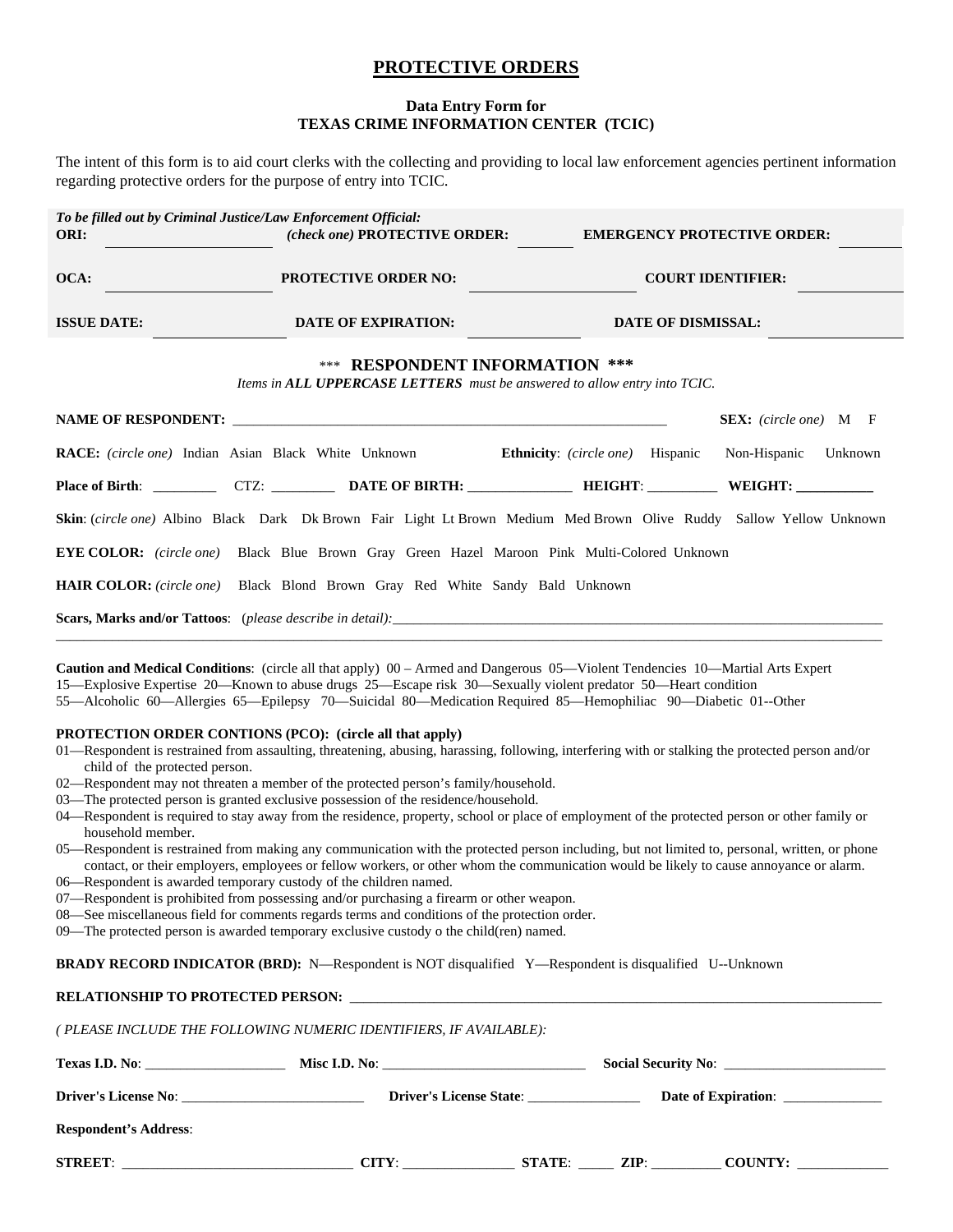# PROTECTIVE ORDERS

**Data Entry Form for**
**TEXAS CRIME INFORMATION CENTER (TCIC)**

The intent of this form is to aid court clerks with the collecting and providing to local law enforcement agencies pertinent information regarding protective orders for the purpose of entry into TCIC.

***To be filled out by Criminal Justice/Law Enforcement Official:***

**ORI:** ____________________ *(check one)* **PROTECTIVE ORDER:** ______ **EMERGENCY PROTECTIVE ORDER:** ______

**OCA:** ____________________ **PROTECTIVE ORDER NO:** ____________________ **COURT IDENTIFIER:** __________

**ISSUE DATE:** ________________ **DATE OF EXPIRATION:** ____________ **DATE OF DISMISSAL:** ______________

## *** RESPONDENT INFORMATION ***

*Items in **ALL UPPERCASE LETTERS** must be answered to allow entry into TCIC.*

**NAME OF RESPONDENT:** ____________________________________________________________ **SEX:** *(circle one)* M F

**RACE:** *(circle one)* Indian Asian Black White Unknown **Ethnicity**: *(circle one)* Hispanic Non-Hispanic Unknown

**Place of Birth**: _________ CTZ: _________ **DATE OF BIRTH:** _______________ **HEIGHT**: __________ **WEIGHT:** ___________

**Skin**: (*circle one)* Albino Black Dark Dk Brown Fair Light Lt Brown Medium Med Brown Olive Ruddy Sallow Yellow Unknown

**EYE COLOR:** *(circle one)* Black Blue Brown Gray Green Hazel Maroon Pink Multi-Colored Unknown

**HAIR COLOR:** *(circle one)* Black Blond Brown Gray Red White Sandy Bald Unknown

**Scars, Marks and/or Tattoos**: (*please describe in detail):*______________________________________________________________
________________________________________________________________________________________________

**Caution and Medical Conditions**: (circle all that apply) 00 – Armed and Dangerous 05—Violent Tendencies 10—Martial Arts Expert 15—Explosive Expertise 20—Known to abuse drugs 25—Escape risk 30—Sexually violent predator 50—Heart condition 55—Alcoholic 60—Allergies 65—Epilepsy 70—Suicidal 80—Medication Required 85—Hemophiliac 90—Diabetic 01--Other

**PROTECTION ORDER CONTIONS (PCO): (circle all that apply)**

01—Respondent is restrained from assaulting, threatening, abusing, harassing, following, interfering with or stalking the protected person and/or child of the protected person.
02—Respondent may not threaten a member of the protected person's family/household.
03—The protected person is granted exclusive possession of the residence/household.
04—Respondent is required to stay away from the residence, property, school or place of employment of the protected person or other family or household member.
05—Respondent is restrained from making any communication with the protected person including, but not limited to, personal, written, or phone contact, or their employers, employees or fellow workers, or other whom the communication would be likely to cause annoyance or alarm.
06—Respondent is awarded temporary custody of the children named.
07—Respondent is prohibited from possessing and/or purchasing a firearm or other weapon.
08—See miscellaneous field for comments regards terms and conditions of the protection order.
09—The protected person is awarded temporary exclusive custody o the child(ren) named.

**BRADY RECORD INDICATOR (BRD):** N—Respondent is NOT disqualified Y—Respondent is disqualified U--Unknown

**RELATIONSHIP TO PROTECTED PERSON:** ________________________________________________________________

*( PLEASE INCLUDE THE FOLLOWING NUMERIC IDENTIFIERS, IF AVAILABLE):*

**Texas I.D. No**: ___________________ **Misc I.D. No**: ____________________________ **Social Security No**: ______________________

**Driver's License No**: _________________________ **Driver's License State**: _______________ **Date of Expiration**: _____________

**Respondent's Address**:

**STREET**: ________________________________ **CITY**: _______________ **STATE**: _____ **ZIP**: _________ **COUNTY:** _____________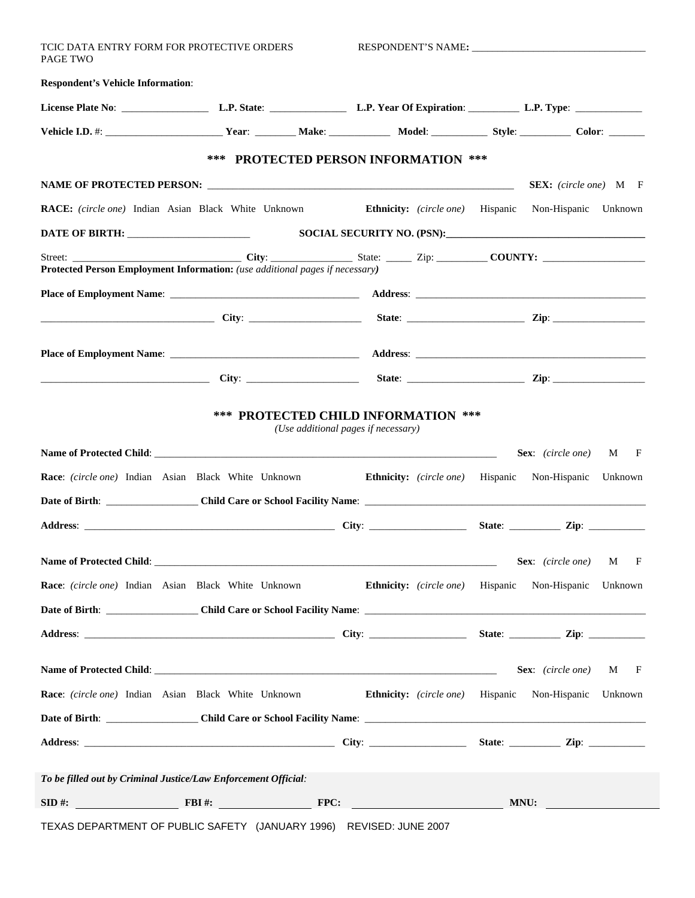TCIC DATA ENTRY FORM FOR PROTECTIVE ORDERS
PAGE TWO

RESPONDENT'S NAME: ________________________________

**Respondent's Vehicle Information**:

**License Plate No**: ________________ **L.P. State**: ______________ **L.P. Year Of Expiration**: __________ **L.P. Type**: ____________

**Vehicle I.D.** #: ______________________ **Year**: ________ **Make**: ___________ **Model**: __________ **Style**: __________ **Color**: _______

## *** PROTECTED PERSON INFORMATION ***

**NAME OF PROTECTED PERSON:** ____________________________________________________________ **SEX:** *(circle one)* M F

**RACE:** *(circle one)* Indian Asian Black White Unknown **Ethnicity:** *(circle one)* Hispanic Non-Hispanic Unknown

**DATE OF BIRTH:** _______________________ **SOCIAL SECURITY NO. (PSN):** ____________________________________

Street: ________________________________ **City**: _______________ State: _____ Zip: _________ **COUNTY:** ___________________

**Protected Person Employment Information:** *(use additional pages if necessary)*

**Place of Employment Name**: ___________________________________ **Address**: ____________________________________________

________________________________ **City**: ______________________ **State**: ______________________ **Zip**: _________________

**Place of Employment Name**: ___________________________________ **Address**: ____________________________________________

________________________________ **City**: ______________________ **State**: ______________________ **Zip**: _________________

## *** PROTECTED CHILD INFORMATION ***

*(Use additional pages if necessary)*

**Name of Protected Child**: ___________________________________________________________________ **Sex**: *(circle one)* M F

**Race**: *(circle one)* Indian Asian Black White Unknown **Ethnicity:** *(circle one)* Hispanic Non-Hispanic Unknown

**Date of Birth**: _________________ **Child Care or School Facility Name**: ______________________________________________________

**Address**: _________________________________________________ **City**: __________________ **State**: _________ **Zip**: __________

**Name of Protected Child**: ___________________________________________________________________ **Sex**: *(circle one)* M F

**Race**: *(circle one)* Indian Asian Black White Unknown **Ethnicity:** *(circle one)* Hispanic Non-Hispanic Unknown

**Date of Birth**: _________________ **Child Care or School Facility Name**: ______________________________________________________

**Address**: _________________________________________________ **City**: __________________ **State**: _________ **Zip**: __________

**Name of Protected Child**: ___________________________________________________________________ **Sex**: *(circle one)* M F

**Race**: *(circle one)* Indian Asian Black White Unknown **Ethnicity:** *(circle one)* Hispanic Non-Hispanic Unknown

**Date of Birth**: _________________ **Child Care or School Facility Name**: ______________________________________________________

**Address**: _________________________________________________ **City**: __________________ **State**: _________ **Zip**: __________

***To be filled out by Criminal Justice/Law Enforcement Official****:*

**SID #:** ________________ **FBI #:** ________________ **FPC:** ________________________ **MNU:** ________________

TEXAS DEPARTMENT OF PUBLIC SAFETY (JANUARY 1996) REVISED: JUNE 2007